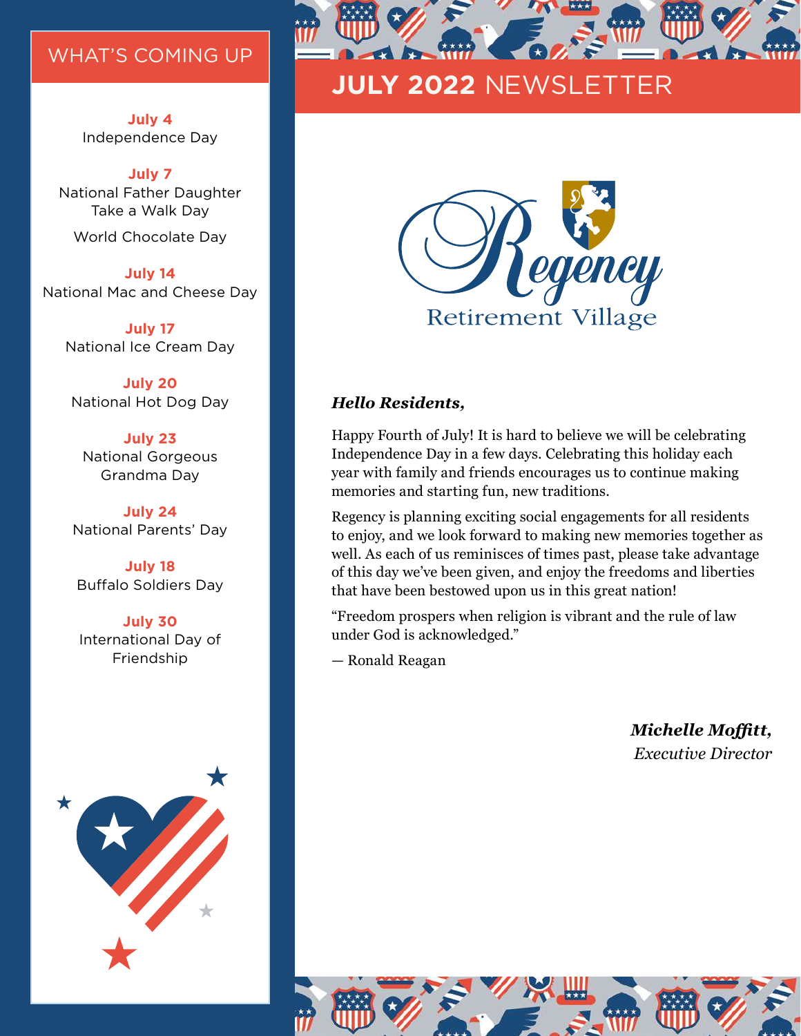## WHAT'S COMING UP

**July 4**
Independence Day

**July 7**
National Father Daughter Take a Walk Day

World Chocolate Day

**July 14**
National Mac and Cheese Day

**July 17**
National Ice Cream Day

**July 20**
National Hot Dog Day

**July 23**
National Gorgeous Grandma Day

**July 24**
National Parents' Day

**July 18**
Buffalo Soldiers Day

**July 30**
International Day of Friendship

# JULY 2022 NEWSLETTER

Regency Retirement Village

***Hello Residents,***

Happy Fourth of July! It is hard to believe we will be celebrating Independence Day in a few days. Celebrating this holiday each year with family and friends encourages us to continue making memories and starting fun, new traditions.

Regency is planning exciting social engagements for all residents to enjoy, and we look forward to making new memories together as well. As each of us reminisces of times past, please take advantage of this day we've been given, and enjoy the freedoms and liberties that have been bestowed upon us in this great nation!

"Freedom prospers when religion is vibrant and the rule of law under God is acknowledged."

— Ronald Reagan

***Michelle Moffitt,***
*Executive Director*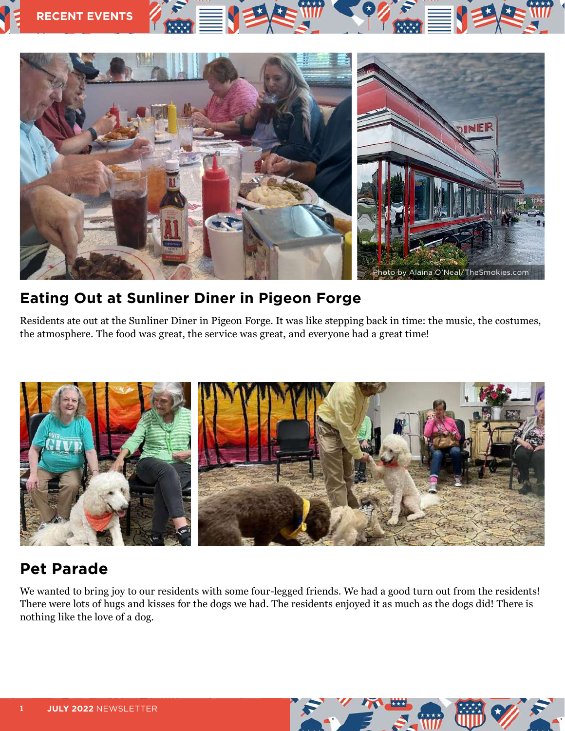RECENT EVENTS

Photo by Alaina O'Neal/TheSmokies.com

## Eating Out at Sunliner Diner in Pigeon Forge

Residents ate out at the Sunliner Diner in Pigeon Forge. It was like stepping back in time: the music, the costumes, the atmosphere. The food was great, the service was great, and everyone had a great time!

## Pet Parade

We wanted to bring joy to our residents with some four-legged friends. We had a good turn out from the residents! There were lots of hugs and kisses for the dogs we had. The residents enjoyed it as much as the dogs did! There is nothing like the love of a dog.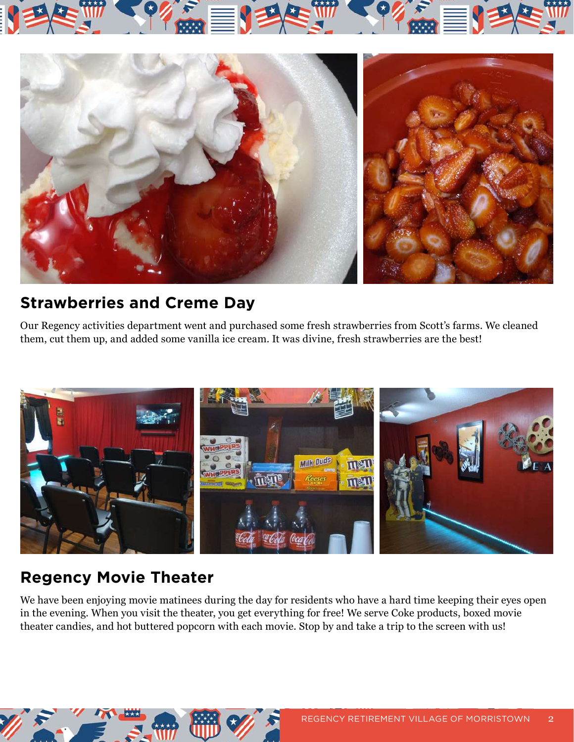## Strawberries and Creme Day

Our Regency activities department went and purchased some fresh strawberries from Scott's farms. We cleaned them, cut them up, and added some vanilla ice cream. It was divine, fresh strawberries are the best!

## Regency Movie Theater

We have been enjoying movie matinees during the day for residents who have a hard time keeping their eyes open in the evening. When you visit the theater, you get everything for free! We serve Coke products, boxed movie theater candies, and hot buttered popcorn with each movie. Stop by and take a trip to the screen with us!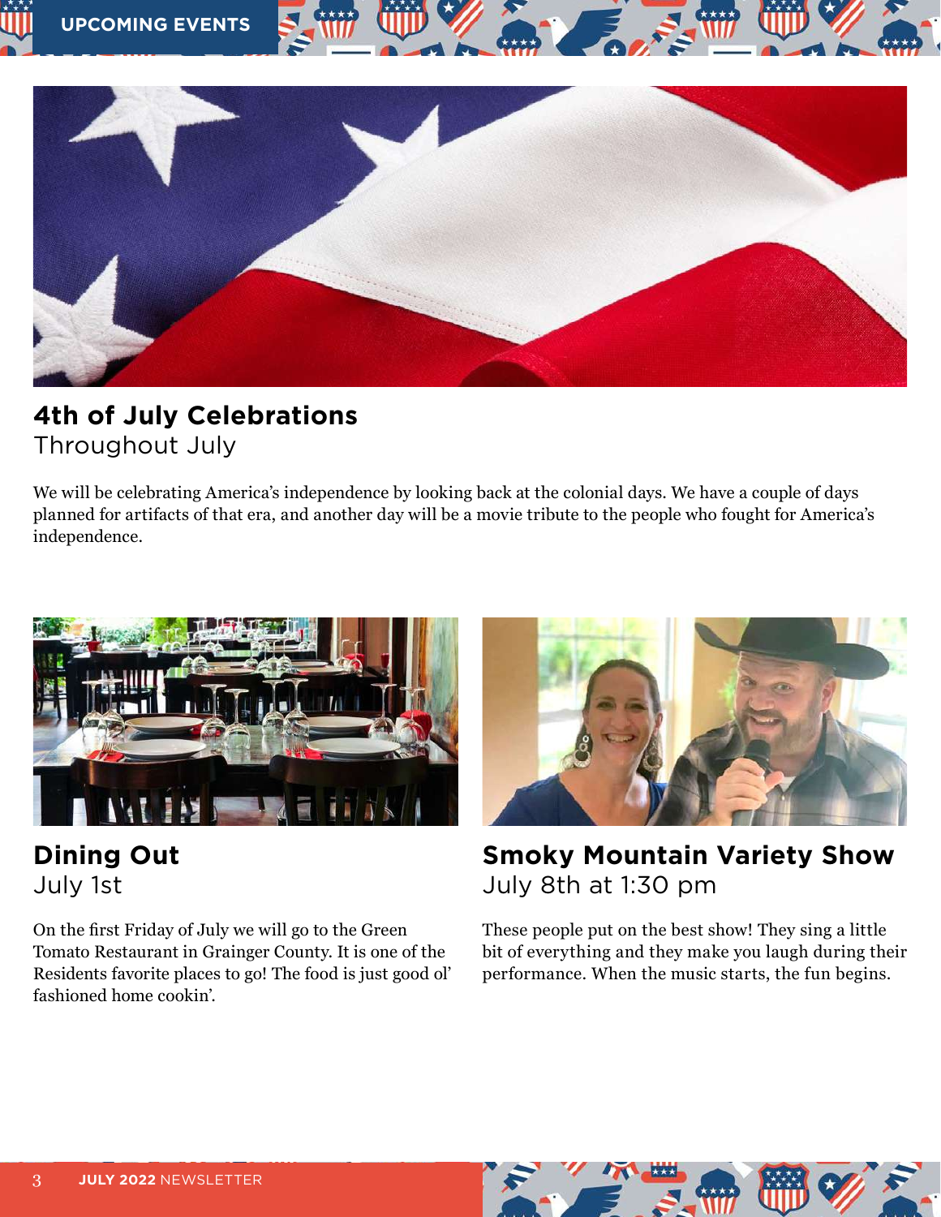## UPCOMING EVENTS

### 4th of July Celebrations
Throughout July

We will be celebrating America's independence by looking back at the colonial days. We have a couple of days planned for artifacts of that era, and another day will be a movie tribute to the people who fought for America's independence.

### Dining Out
July 1st

On the first Friday of July we will go to the Green Tomato Restaurant in Grainger County. It is one of the Residents favorite places to go! The food is just good ol' fashioned home cookin'.

### Smoky Mountain Variety Show
July 8th at 1:30 pm

These people put on the best show! They sing a little bit of everything and they make you laugh during their performance. When the music starts, the fun begins.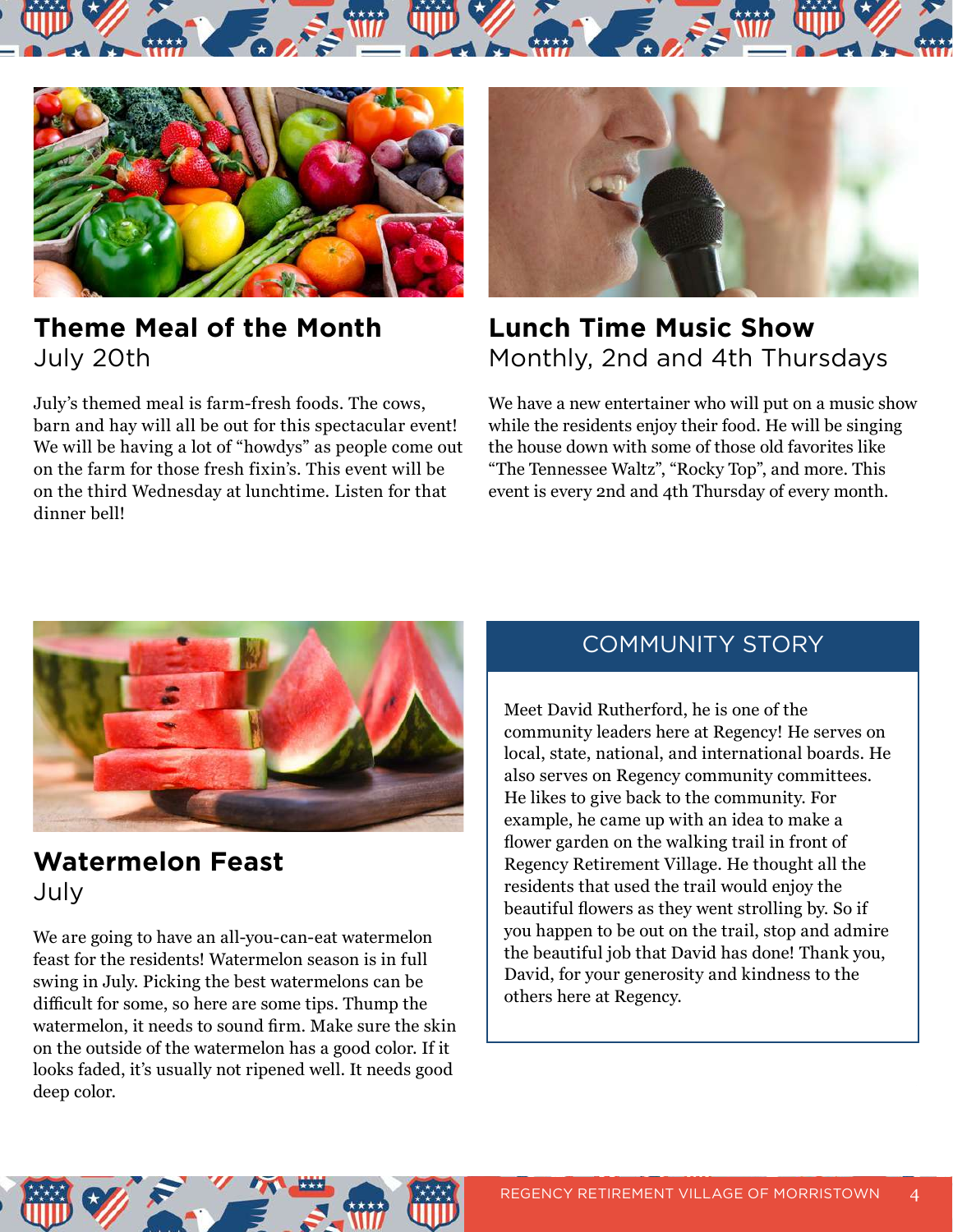## Theme Meal of the Month

July 20th

July's themed meal is farm-fresh foods. The cows, barn and hay will all be out for this spectacular event! We will be having a lot of "howdys" as people come out on the farm for those fresh fixin's. This event will be on the third Wednesday at lunchtime. Listen for that dinner bell!

## Lunch Time Music Show

Monthly, 2nd and 4th Thursdays

We have a new entertainer who will put on a music show while the residents enjoy their food. He will be singing the house down with some of those old favorites like "The Tennessee Waltz", "Rocky Top", and more. This event is every 2nd and 4th Thursday of every month.

## Watermelon Feast

July

We are going to have an all-you-can-eat watermelon feast for the residents! Watermelon season is in full swing in July. Picking the best watermelons can be difficult for some, so here are some tips. Thump the watermelon, it needs to sound firm. Make sure the skin on the outside of the watermelon has a good color. If it looks faded, it's usually not ripened well. It needs good deep color.

## COMMUNITY STORY

Meet David Rutherford, he is one of the community leaders here at Regency! He serves on local, state, national, and international boards. He also serves on Regency community committees. He likes to give back to the community. For example, he came up with an idea to make a flower garden on the walking trail in front of Regency Retirement Village. He thought all the residents that used the trail would enjoy the beautiful flowers as they went strolling by. So if you happen to be out on the trail, stop and admire the beautiful job that David has done! Thank you, David, for your generosity and kindness to the others here at Regency.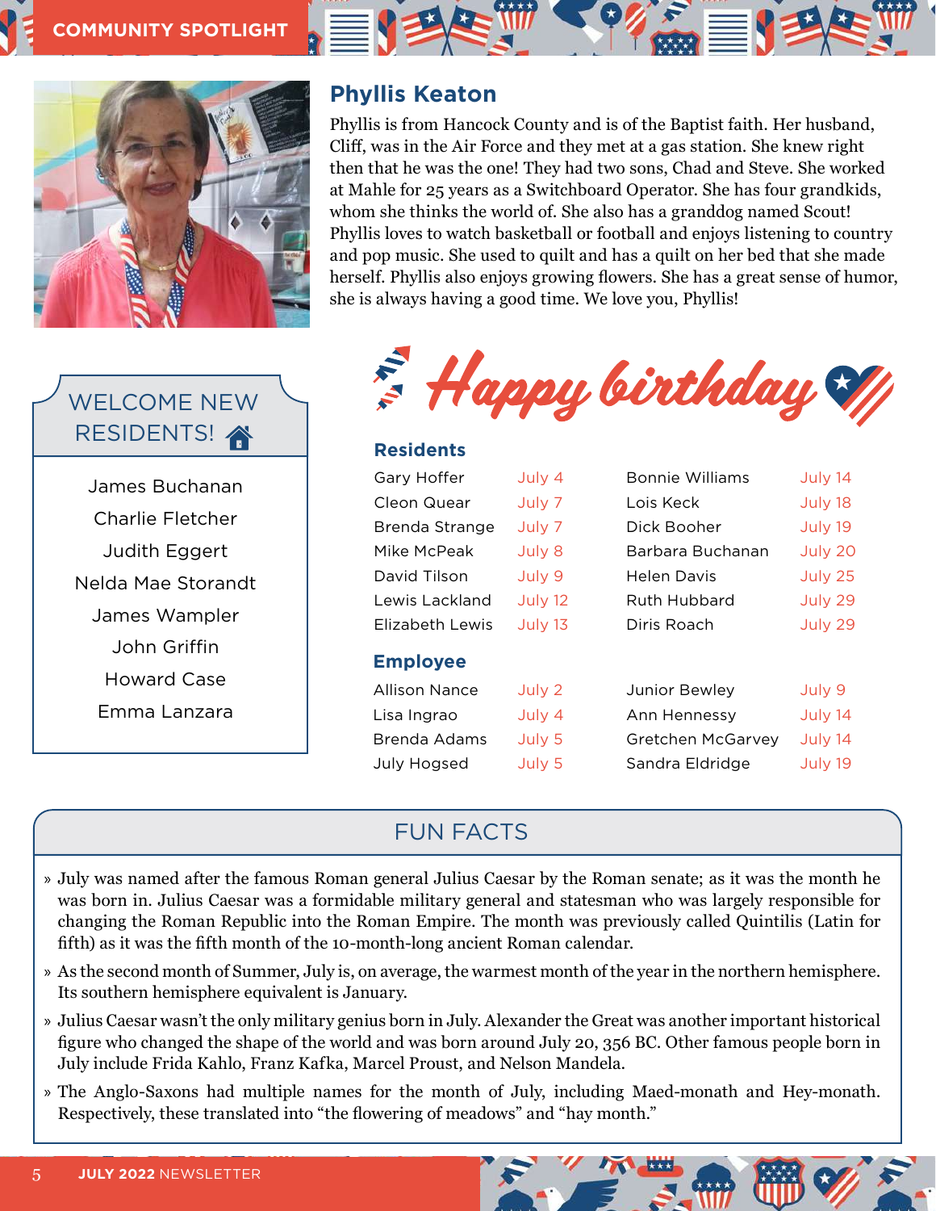COMMUNITY SPOTLIGHT

## Phyllis Keaton

Phyllis is from Hancock County and is of the Baptist faith. Her husband, Cliff, was in the Air Force and they met at a gas station. She knew right then that he was the one! They had two sons, Chad and Steve. She worked at Mahle for 25 years as a Switchboard Operator. She has four grandkids, whom she thinks the world of. She also has a granddog named Scout! Phyllis loves to watch basketball or football and enjoys listening to country and pop music. She used to quilt and has a quilt on her bed that she made herself. Phyllis also enjoys growing flowers. She has a great sense of humor, she is always having a good time. We love you, Phyllis!

## WELCOME NEW RESIDENTS!

James Buchanan
Charlie Fletcher
Judith Eggert
Nelda Mae Storandt
James Wampler
John Griffin
Howard Case
Emma Lanzara

## Happy birthday

### Residents

| Name | Date | Name | Date |
|---|---|---|---|
| Gary Hoffer | July 4 | Bonnie Williams | July 14 |
| Cleon Quear | July 7 | Lois Keck | July 18 |
| Brenda Strange | July 7 | Dick Booher | July 19 |
| Mike McPeak | July 8 | Barbara Buchanan | July 20 |
| David Tilson | July 9 | Helen Davis | July 25 |
| Lewis Lackland | July 12 | Ruth Hubbard | July 29 |
| Elizabeth Lewis | July 13 | Diris Roach | July 29 |

### Employee

| Name | Date | Name | Date |
|---|---|---|---|
| Allison Nance | July 2 | Junior Bewley | July 9 |
| Lisa Ingrao | July 4 | Ann Hennessy | July 14 |
| Brenda Adams | July 5 | Gretchen McGarvey | July 14 |
| July Hogsed | July 5 | Sandra Eldridge | July 19 |

## FUN FACTS

- July was named after the famous Roman general Julius Caesar by the Roman senate; as it was the month he was born in. Julius Caesar was a formidable military general and statesman who was largely responsible for changing the Roman Republic into the Roman Empire. The month was previously called Quintilis (Latin for fifth) as it was the fifth month of the 10-month-long ancient Roman calendar.
- As the second month of Summer, July is, on average, the warmest month of the year in the northern hemisphere. Its southern hemisphere equivalent is January.
- Julius Caesar wasn't the only military genius born in July. Alexander the Great was another important historical figure who changed the shape of the world and was born around July 20, 356 BC. Other famous people born in July include Frida Kahlo, Franz Kafka, Marcel Proust, and Nelson Mandela.
- The Anglo-Saxons had multiple names for the month of July, including Maed-monath and Hey-monath. Respectively, these translated into "the flowering of meadows" and "hay month."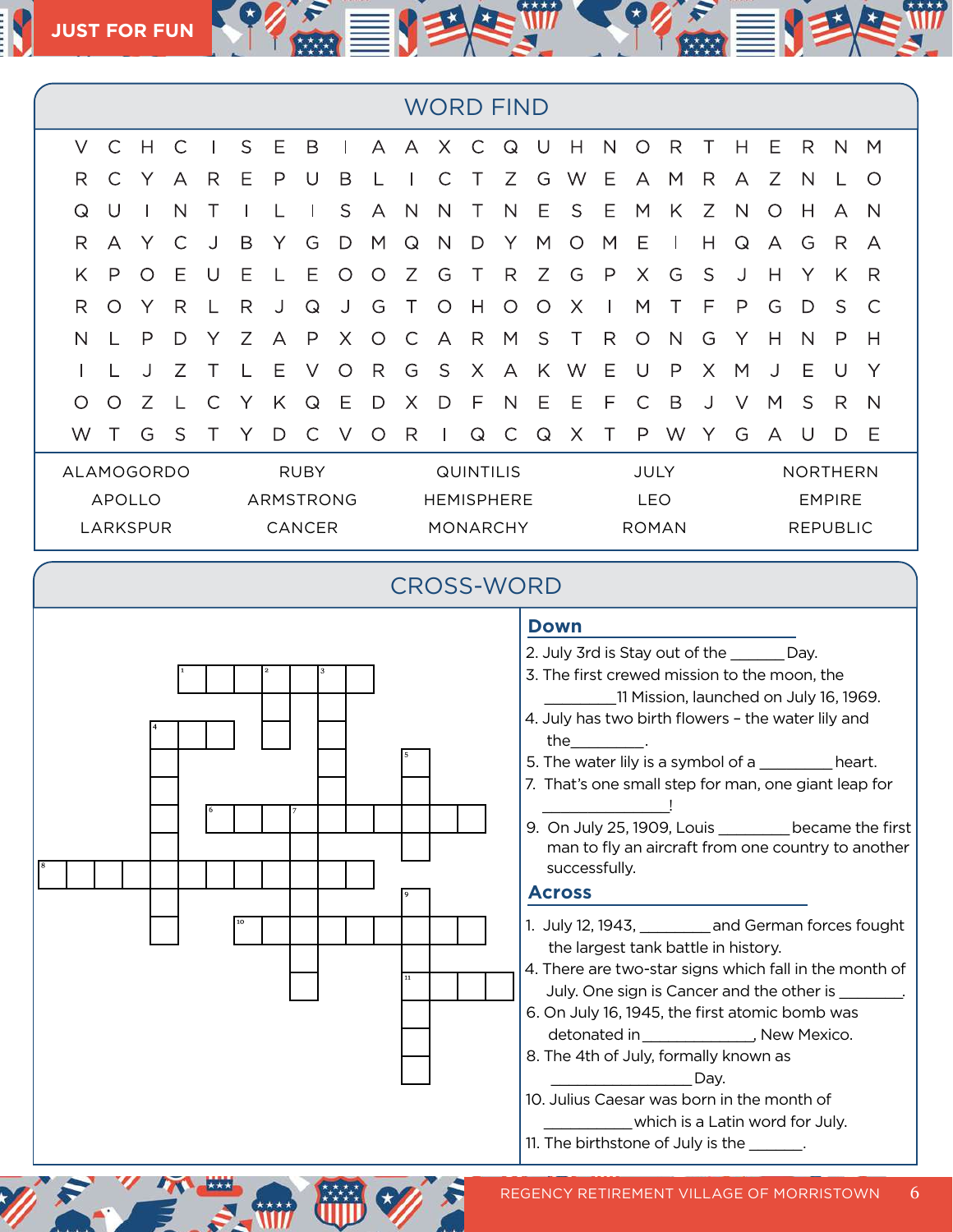## JUST FOR FUN

## WORD FIND

```
V C H C I S E B I A A X C Q U H N O R T H E R N M
R C Y A R E P U B L I C T Z G W E A M R A Z N L O
Q U I N T I L I S A N N T N E S E M K Z N O H A N
R A Y C J B Y G D M Q N D Y M O M E I H Q A G R A
K P O E U E L E O O Z G T R Z G P X G S J H Y K R
R O Y R L R J Q J G T O H O O X I M T F P G D S C
N L P D Y Z A P X O C A R M S T R O N G Y H N P H
I L J Z T L E V O R G S X A K W E U P X M J E U Y
O O Z L C Y K Q E D X D F N E E F C B J V M S R N
W T G S T Y D C V O R I Q C Q X T P W Y G A U D E
```

| | | | | |
|---|---|---|---|---|
| ALAMOGORDO | RUBY | QUINTILIS | JULY | NORTHERN |
| APOLLO | ARMSTRONG | HEMISPHERE | LEO | EMPIRE |
| LARKSPUR | CANCER | MONARCHY | ROMAN | REPUBLIC |

## CROSS-WORD

### Down

2. July 3rd is Stay out of the _______ Day.
3. The first crewed mission to the moon, the _________11 Mission, launched on July 16, 1969.
4. July has two birth flowers – the water lily and the_________.
5. The water lily is a symbol of a _________ heart.
7. That's one small step for man, one giant leap for ________________!
9. On July 25, 1909, Louis _________ became the first man to fly an aircraft from one country to another successfully.

### Across

1. July 12, 1943, _________ and German forces fought the largest tank battle in history.
4. There are two-star signs which fall in the month of July. One sign is Cancer and the other is ________.
6. On July 16, 1945, the first atomic bomb was detonated in______________, New Mexico.
8. The 4th of July, formally known as _________________ Day.
10. Julius Caesar was born in the month of ___________ which is a Latin word for July.
11. The birthstone of July is the _______.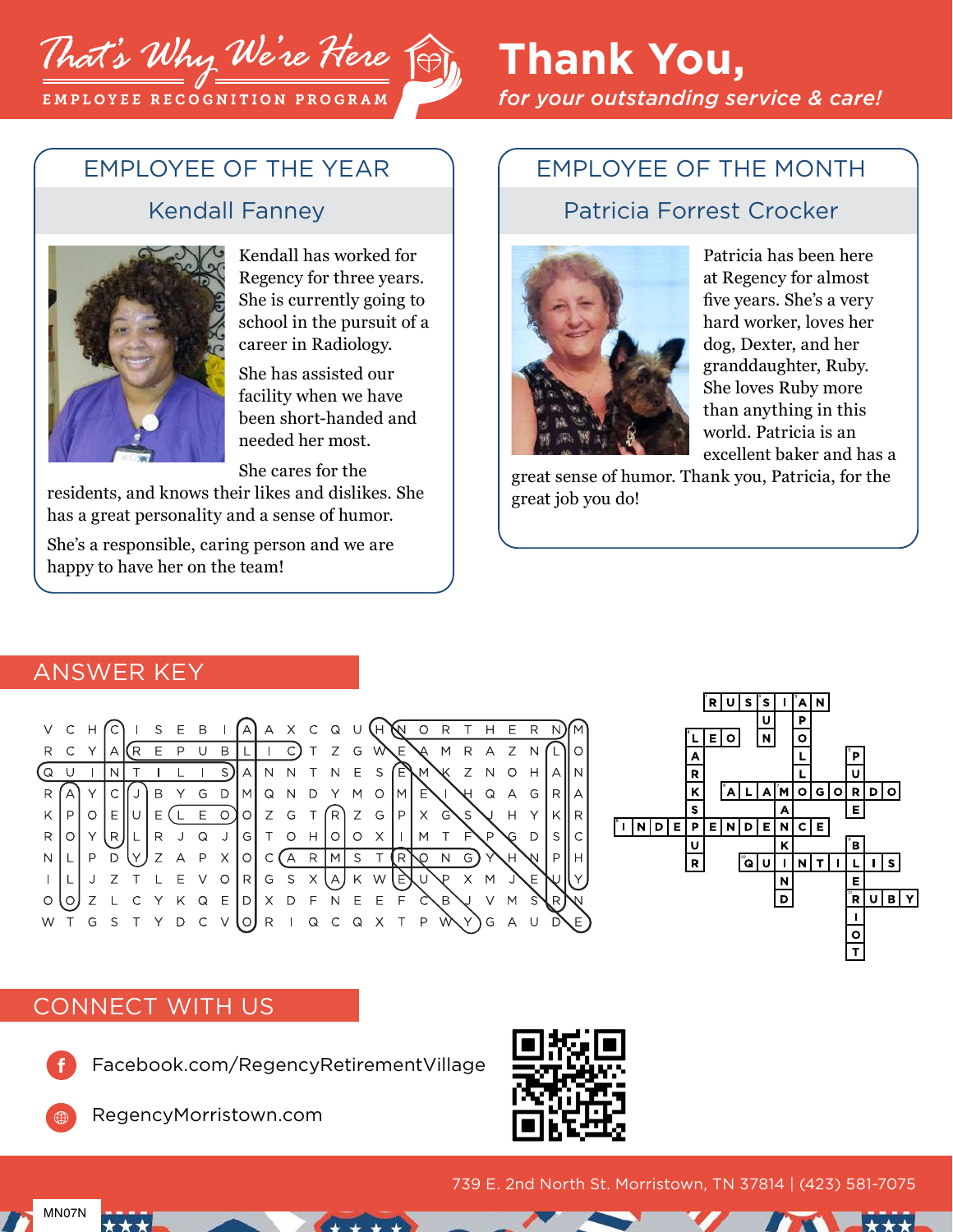# That's Why We're Here

EMPLOYEE RECOGNITION PROGRAM

# Thank You,

*for your outstanding service & care!*

## EMPLOYEE OF THE YEAR

### Kendall Fanney

Kendall has worked for Regency for three years. She is currently going to school in the pursuit of a career in Radiology.

She has assisted our facility when we have been short-handed and needed her most.

She cares for the residents, and knows their likes and dislikes. She has a great personality and a sense of humor.

She's a responsible, caring person and we are happy to have her on the team!

## EMPLOYEE OF THE MONTH

### Patricia Forrest Crocker

Patricia has been here at Regency for almost five years. She's a very hard worker, loves her dog, Dexter, and her granddaughter, Ruby. She loves Ruby more than anything in this world. Patricia is an excellent baker and has a great sense of humor. Thank you, Patricia, for the great job you do!

## ANSWER KEY

| | | | | | | | | | | | | | | | | | | | | | | | | |
|---|---|---|---|---|---|---|---|---|---|---|---|---|---|---|---|---|---|---|---|---|---|---|---|---|
| V | C | H | C | I | S | E | B | I | A | X | C | Q | U | H | N | O | R | T | H | E | R | N | M | |
| R | C | Y | A | R | E | P | U | B | L | I | C | T | Z | G | W | E | A | M | R | A | Z | N | L | O |
| Q | U | I | N | T | I | L | I | S | A | N | N | T | N | E | S | E | M | K | Z | N | O | H | A | N |
| R | A | Y | C | J | B | Y | G | D | M | Q | N | D | Y | M | O | M | E | I | H | Q | A | G | R | A |
| K | P | O | E | U | E | L | E | O | O | Z | G | T | R | Z | G | P | X | G | S | J | H | Y | K | R |
| R | O | Y | R | L | R | J | Q | J | G | T | O | H | O | O | X | I | M | T | F | P | G | D | S | C |
| N | L | P | D | Y | Z | A | P | X | O | C | A | R | M | S | T | R | O | N | G | Y | H | N | P | H |
| I | L | J | Z | T | L | E | V | O | R | G | S | X | A | K | W | E | U | P | X | M | J | E | U | Y |
| O | O | Z | L | C | Y | K | Q | E | D | X | D | F | N | E | E | F | C | B | J | V | M | S | R | N |
| W | T | G | S | T | Y | D | C | V | O | R | I | Q | C | Q | X | T | P | W | Y | G | A | U | D | E |

Crossword answers: RUSSIAN, SUN, POLLUX, LEO, LARKSPUR, PUREBLOT, ALAMOGORDO, INDEPENDENCE, MAKING, QUINTILIS, RUBY, PATRIOT

## CONNECT WITH US

Facebook.com/RegencyRetirementVillage

RegencyMorristown.com

739 E. 2nd North St. Morristown, TN 37814 | (423) 581-7075

MN07N